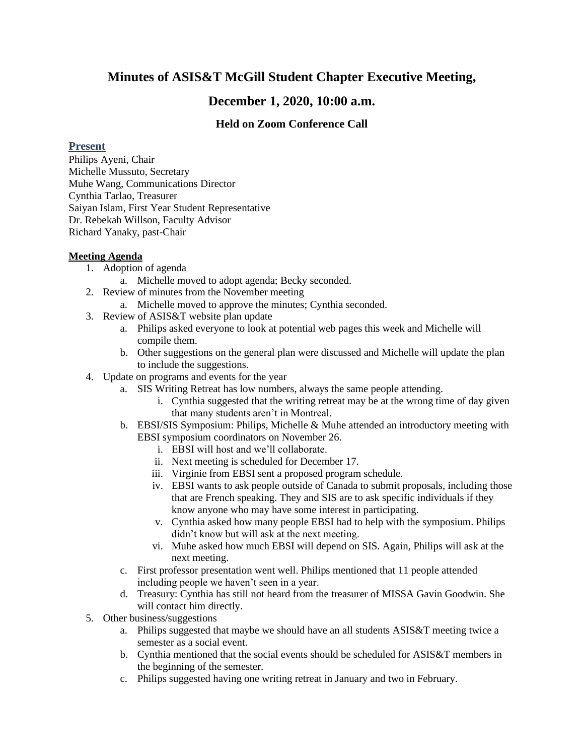# Minutes of ASIS&T McGill Student Chapter Executive Meeting,

# December 1, 2020, 10:00 a.m.

### Held on Zoom Conference Call

## Present

Philips Ayeni, Chair
Michelle Mussuto, Secretary
Muhe Wang, Communications Director
Cynthia Tarlao, Treasurer
Saiyan Islam, First Year Student Representative
Dr. Rebekah Willson, Faculty Advisor
Richard Yanaky, past-Chair

**Meeting Agenda**

1. Adoption of agenda
   a. Michelle moved to adopt agenda; Becky seconded.
2. Review of minutes from the November meeting
   a. Michelle moved to approve the minutes; Cynthia seconded.
3. Review of ASIS&T website plan update
   a. Philips asked everyone to look at potential web pages this week and Michelle will compile them.
   b. Other suggestions on the general plan were discussed and Michelle will update the plan to include the suggestions.
4. Update on programs and events for the year
   a. SIS Writing Retreat has low numbers, always the same people attending.
      i. Cynthia suggested that the writing retreat may be at the wrong time of day given that many students aren't in Montreal.
   b. EBSI/SIS Symposium: Philips, Michelle & Muhe attended an introductory meeting with EBSI symposium coordinators on November 26.
      i. EBSI will host and we'll collaborate.
      ii. Next meeting is scheduled for December 17.
      iii. Virginie from EBSI sent a proposed program schedule.
      iv. EBSI wants to ask people outside of Canada to submit proposals, including those that are French speaking. They and SIS are to ask specific individuals if they know anyone who may have some interest in participating.
      v. Cynthia asked how many people EBSI had to help with the symposium. Philips didn't know but will ask at the next meeting.
      vi. Muhe asked how much EBSI will depend on SIS. Again, Philips will ask at the next meeting.
   c. First professor presentation went well. Philips mentioned that 11 people attended including people we haven't seen in a year.
   d. Treasury: Cynthia has still not heard from the treasurer of MISSA Gavin Goodwin. She will contact him directly.
5. Other business/suggestions
   a. Philips suggested that maybe we should have an all students ASIS&T meeting twice a semester as a social event.
   b. Cynthia mentioned that the social events should be scheduled for ASIS&T members in the beginning of the semester.
   c. Philips suggested having one writing retreat in January and two in February.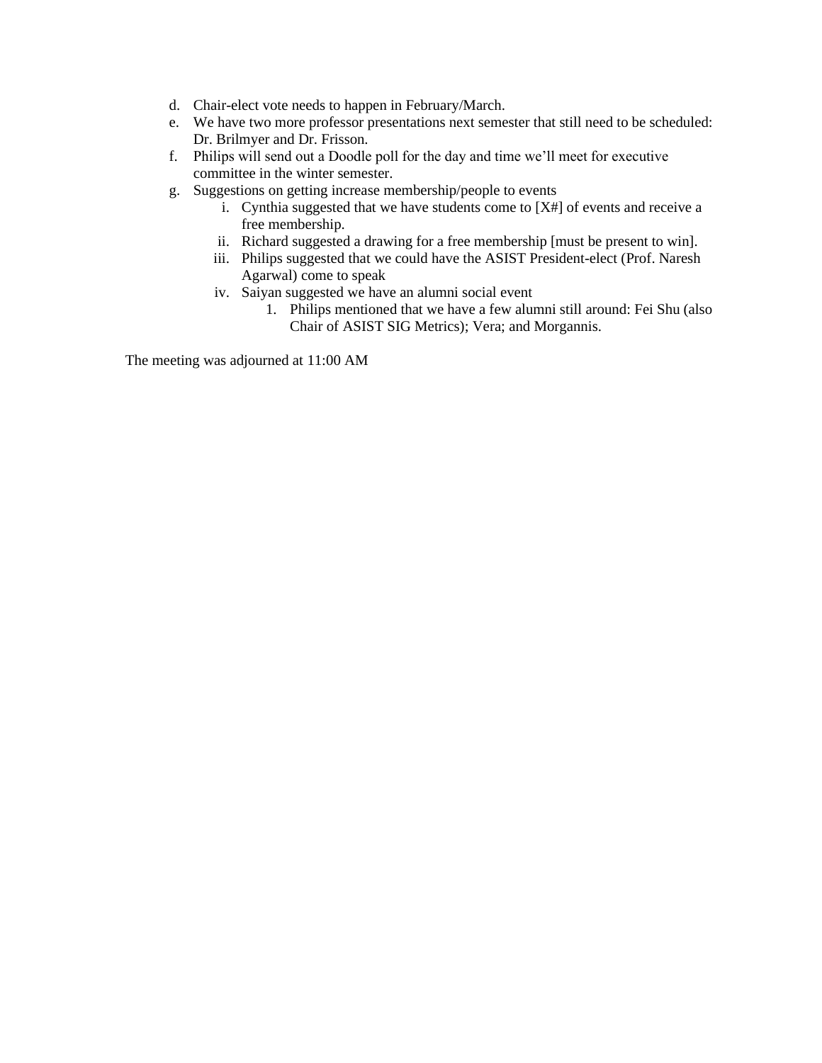d. Chair-elect vote needs to happen in February/March.
e. We have two more professor presentations next semester that still need to be scheduled: Dr. Brilmyer and Dr. Frisson.
f. Philips will send out a Doodle poll for the day and time we'll meet for executive committee in the winter semester.
g. Suggestions on getting increase membership/people to events
    i. Cynthia suggested that we have students come to [X#] of events and receive a free membership.
    ii. Richard suggested a drawing for a free membership [must be present to win].
    iii. Philips suggested that we could have the ASIST President-elect (Prof. Naresh Agarwal) come to speak
    iv. Saiyan suggested we have an alumni social event
        1. Philips mentioned that we have a few alumni still around: Fei Shu (also Chair of ASIST SIG Metrics); Vera; and Morgannis.

The meeting was adjourned at 11:00 AM